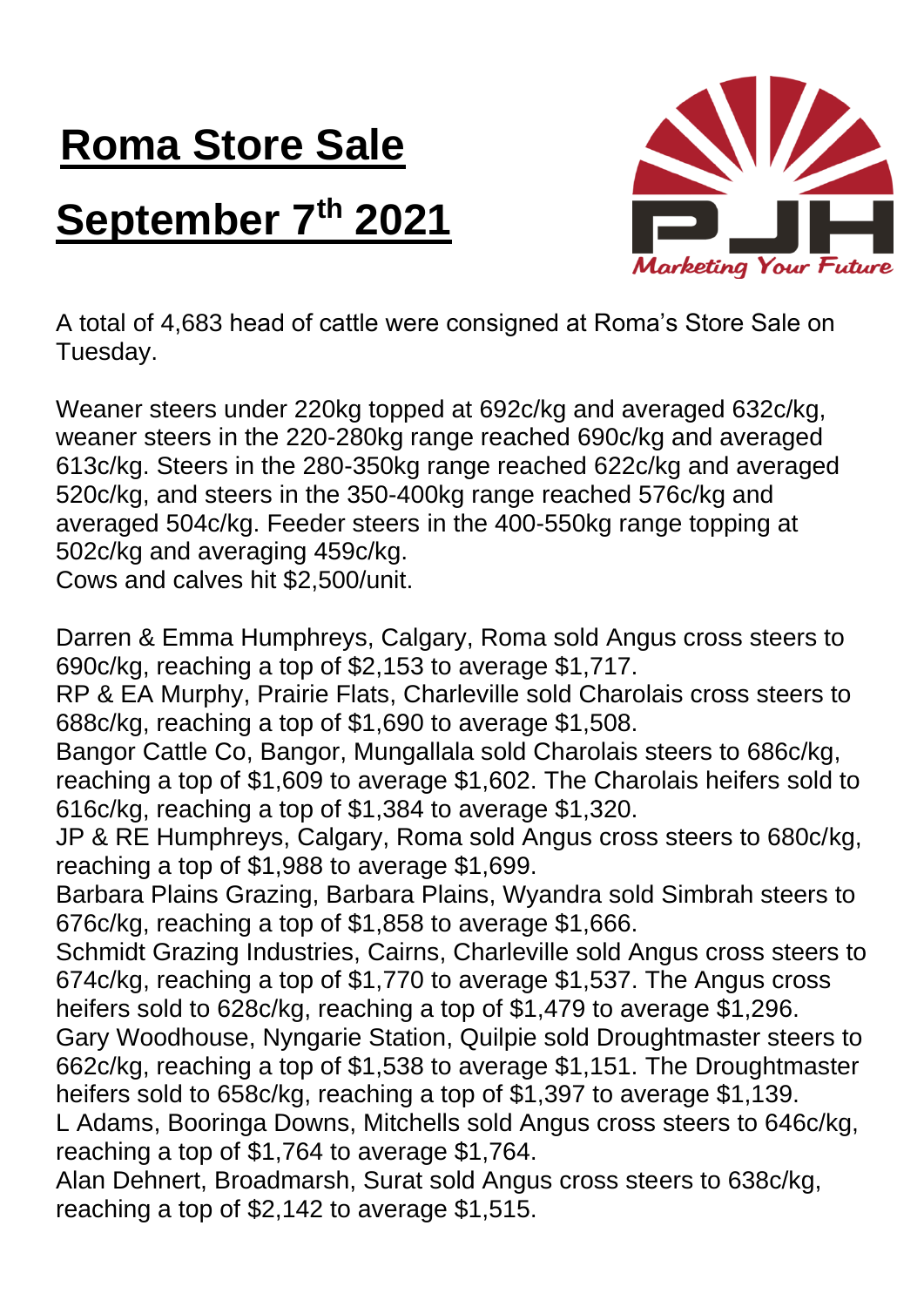# Roma Store Sale

# September 7th 2021

PJH
*Marketing Your Future*

A total of 4,683 head of cattle were consigned at Roma's Store Sale on Tuesday.

Weaner steers under 220kg topped at 692c/kg and averaged 632c/kg, weaner steers in the 220-280kg range reached 690c/kg and averaged 613c/kg. Steers in the 280-350kg range reached 622c/kg and averaged 520c/kg, and steers in the 350-400kg range reached 576c/kg and averaged 504c/kg. Feeder steers in the 400-550kg range topping at 502c/kg and averaging 459c/kg.
Cows and calves hit $2,500/unit.

Darren & Emma Humphreys, Calgary, Roma sold Angus cross steers to 690c/kg, reaching a top of $2,153 to average $1,717.
RP & EA Murphy, Prairie Flats, Charleville sold Charolais cross steers to 688c/kg, reaching a top of $1,690 to average $1,508.
Bangor Cattle Co, Bangor, Mungallala sold Charolais steers to 686c/kg, reaching a top of $1,609 to average $1,602. The Charolais heifers sold to 616c/kg, reaching a top of $1,384 to average $1,320.
JP & RE Humphreys, Calgary, Roma sold Angus cross steers to 680c/kg, reaching a top of $1,988 to average $1,699.
Barbara Plains Grazing, Barbara Plains, Wyandra sold Simbrah steers to 676c/kg, reaching a top of $1,858 to average $1,666.
Schmidt Grazing Industries, Cairns, Charleville sold Angus cross steers to 674c/kg, reaching a top of $1,770 to average $1,537. The Angus cross heifers sold to 628c/kg, reaching a top of $1,479 to average $1,296.
Gary Woodhouse, Nyngarie Station, Quilpie sold Droughtmaster steers to 662c/kg, reaching a top of $1,538 to average $1,151. The Droughtmaster heifers sold to 658c/kg, reaching a top of $1,397 to average $1,139.
L Adams, Booringa Downs, Mitchells sold Angus cross steers to 646c/kg, reaching a top of $1,764 to average $1,764.
Alan Dehnert, Broadmarsh, Surat sold Angus cross steers to 638c/kg, reaching a top of $2,142 to average $1,515.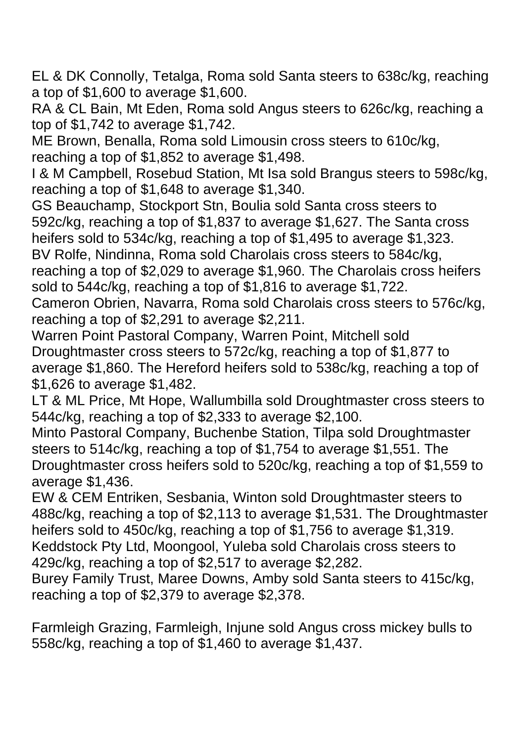EL & DK Connolly, Tetalga, Roma sold Santa steers to 638c/kg, reaching a top of $1,600 to average $1,600.
RA & CL Bain, Mt Eden, Roma sold Angus steers to 626c/kg, reaching a top of $1,742 to average $1,742.
ME Brown, Benalla, Roma sold Limousin cross steers to 610c/kg, reaching a top of $1,852 to average $1,498.
I & M Campbell, Rosebud Station, Mt Isa sold Brangus steers to 598c/kg, reaching a top of $1,648 to average $1,340.
GS Beauchamp, Stockport Stn, Boulia sold Santa cross steers to 592c/kg, reaching a top of $1,837 to average $1,627. The Santa cross heifers sold to 534c/kg, reaching a top of $1,495 to average $1,323.
BV Rolfe, Nindinna, Roma sold Charolais cross steers to 584c/kg, reaching a top of $2,029 to average $1,960. The Charolais cross heifers sold to 544c/kg, reaching a top of $1,816 to average $1,722.
Cameron Obrien, Navarra, Roma sold Charolais cross steers to 576c/kg, reaching a top of $2,291 to average $2,211.
Warren Point Pastoral Company, Warren Point, Mitchell sold Droughtmaster cross steers to 572c/kg, reaching a top of $1,877 to average $1,860. The Hereford heifers sold to 538c/kg, reaching a top of $1,626 to average $1,482.
LT & ML Price, Mt Hope, Wallumbilla sold Droughtmaster cross steers to 544c/kg, reaching a top of $2,333 to average $2,100.
Minto Pastoral Company, Buchenbe Station, Tilpa sold Droughtmaster steers to 514c/kg, reaching a top of $1,754 to average $1,551. The Droughtmaster cross heifers sold to 520c/kg, reaching a top of $1,559 to average $1,436.
EW & CEM Entriken, Sesbania, Winton sold Droughtmaster steers to 488c/kg, reaching a top of $2,113 to average $1,531. The Droughtmaster heifers sold to 450c/kg, reaching a top of $1,756 to average $1,319.
Keddstock Pty Ltd, Moongool, Yuleba sold Charolais cross steers to 429c/kg, reaching a top of $2,517 to average $2,282.
Burey Family Trust, Maree Downs, Amby sold Santa steers to 415c/kg, reaching a top of $2,379 to average $2,378.

Farmleigh Grazing, Farmleigh, Injune sold Angus cross mickey bulls to 558c/kg, reaching a top of $1,460 to average $1,437.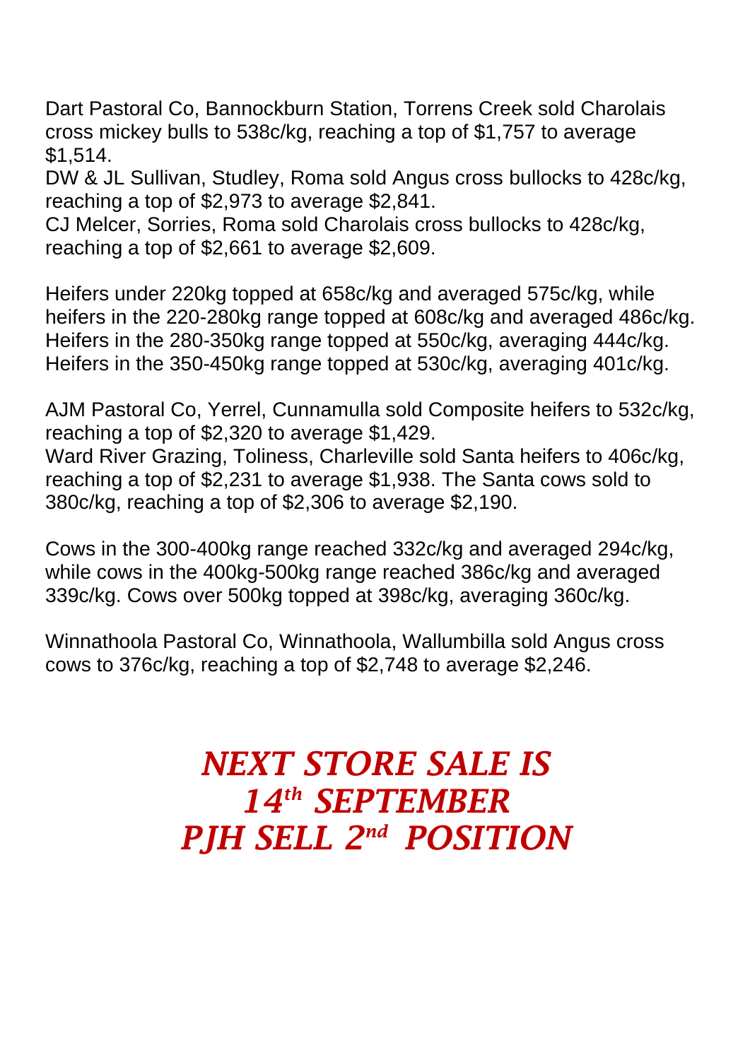Dart Pastoral Co, Bannockburn Station, Torrens Creek sold Charolais cross mickey bulls to 538c/kg, reaching a top of $1,757 to average $1,514.
DW & JL Sullivan, Studley, Roma sold Angus cross bullocks to 428c/kg, reaching a top of $2,973 to average $2,841.
CJ Melcer, Sorries, Roma sold Charolais cross bullocks to 428c/kg, reaching a top of $2,661 to average $2,609.

Heifers under 220kg topped at 658c/kg and averaged 575c/kg, while heifers in the 220-280kg range topped at 608c/kg and averaged 486c/kg. Heifers in the 280-350kg range topped at 550c/kg, averaging 444c/kg. Heifers in the 350-450kg range topped at 530c/kg, averaging 401c/kg.

AJM Pastoral Co, Yerrel, Cunnamulla sold Composite heifers to 532c/kg, reaching a top of $2,320 to average $1,429.
Ward River Grazing, Toliness, Charleville sold Santa heifers to 406c/kg, reaching a top of $2,231 to average $1,938. The Santa cows sold to 380c/kg, reaching a top of $2,306 to average $2,190.

Cows in the 300-400kg range reached 332c/kg and averaged 294c/kg, while cows in the 400kg-500kg range reached 386c/kg and averaged 339c/kg. Cows over 500kg topped at 398c/kg, averaging 360c/kg.

Winnathoola Pastoral Co, Winnathoola, Wallumbilla sold Angus cross cows to 376c/kg, reaching a top of $2,748 to average $2,246.

***NEXT STORE SALE IS***
***14th SEPTEMBER***
***PJH SELL 2nd POSITION***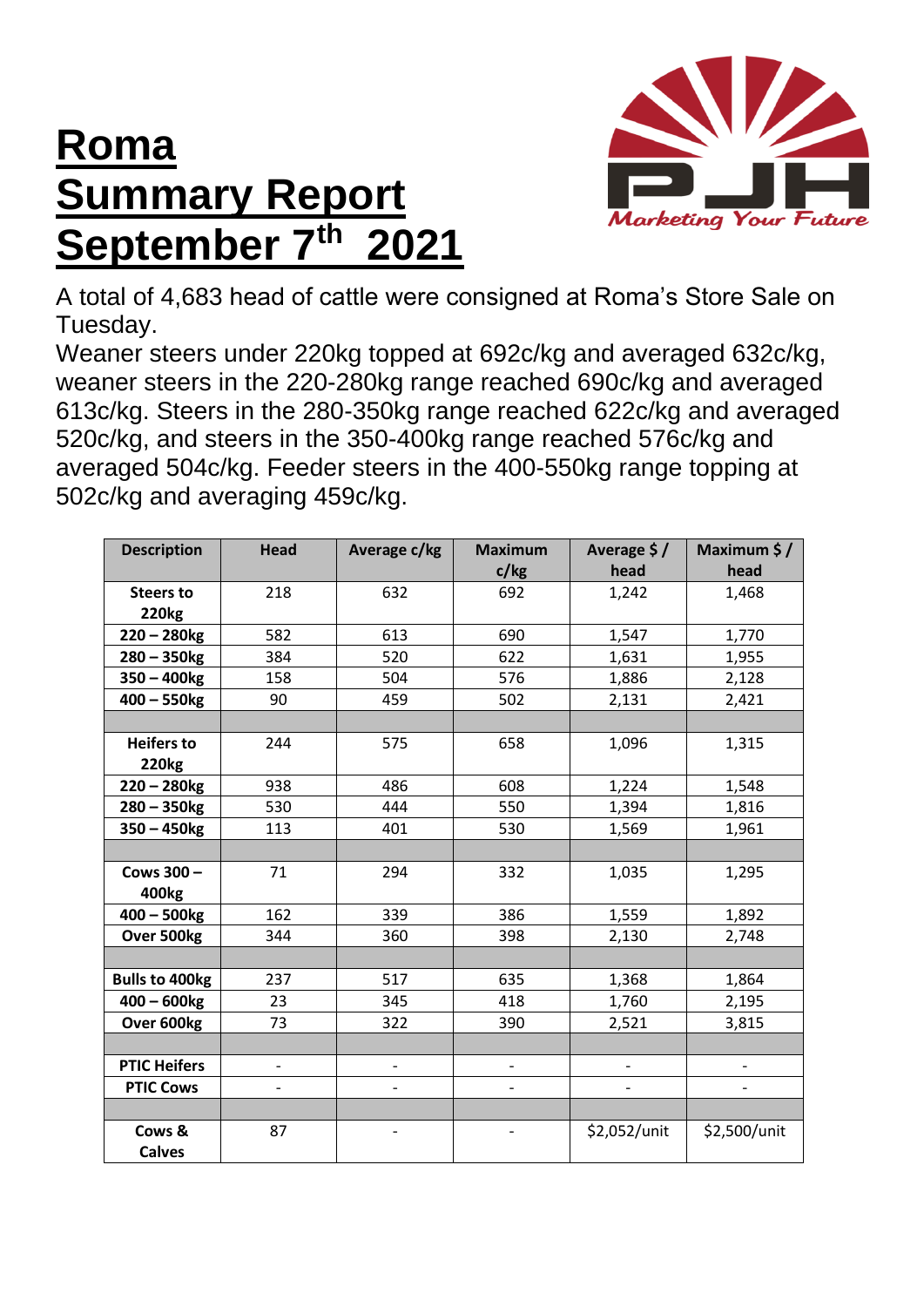# Roma Summary Report September 7th 2021

A total of 4,683 head of cattle were consigned at Roma's Store Sale on Tuesday.

Weaner steers under 220kg topped at 692c/kg and averaged 632c/kg, weaner steers in the 220-280kg range reached 690c/kg and averaged 613c/kg. Steers in the 280-350kg range reached 622c/kg and averaged 520c/kg, and steers in the 350-400kg range reached 576c/kg and averaged 504c/kg. Feeder steers in the 400-550kg range topping at 502c/kg and averaging 459c/kg.

| Description | Head | Average c/kg | Maximum c/kg | Average $ / head | Maximum $ / head |
|---|---|---|---|---|---|
| **Steers to 220kg** | 218 | 632 | 692 | 1,242 | 1,468 |
| **220 – 280kg** | 582 | 613 | 690 | 1,547 | 1,770 |
| **280 – 350kg** | 384 | 520 | 622 | 1,631 | 1,955 |
| **350 – 400kg** | 158 | 504 | 576 | 1,886 | 2,128 |
| **400 – 550kg** | 90 | 459 | 502 | 2,131 | 2,421 |
| | | | | | |
| **Heifers to 220kg** | 244 | 575 | 658 | 1,096 | 1,315 |
| **220 – 280kg** | 938 | 486 | 608 | 1,224 | 1,548 |
| **280 – 350kg** | 530 | 444 | 550 | 1,394 | 1,816 |
| **350 – 450kg** | 113 | 401 | 530 | 1,569 | 1,961 |
| | | | | | |
| **Cows 300 – 400kg** | 71 | 294 | 332 | 1,035 | 1,295 |
| **400 – 500kg** | 162 | 339 | 386 | 1,559 | 1,892 |
| **Over 500kg** | 344 | 360 | 398 | 2,130 | 2,748 |
| | | | | | |
| **Bulls to 400kg** | 237 | 517 | 635 | 1,368 | 1,864 |
| **400 – 600kg** | 23 | 345 | 418 | 1,760 | 2,195 |
| **Over 600kg** | 73 | 322 | 390 | 2,521 | 3,815 |
| | | | | | |
| **PTIC Heifers** | - | - | - | - | - |
| **PTIC Cows** | - | - | - | - | - |
| | | | | | |
| **Cows & Calves** | 87 | - | - | $2,052/unit | $2,500/unit |